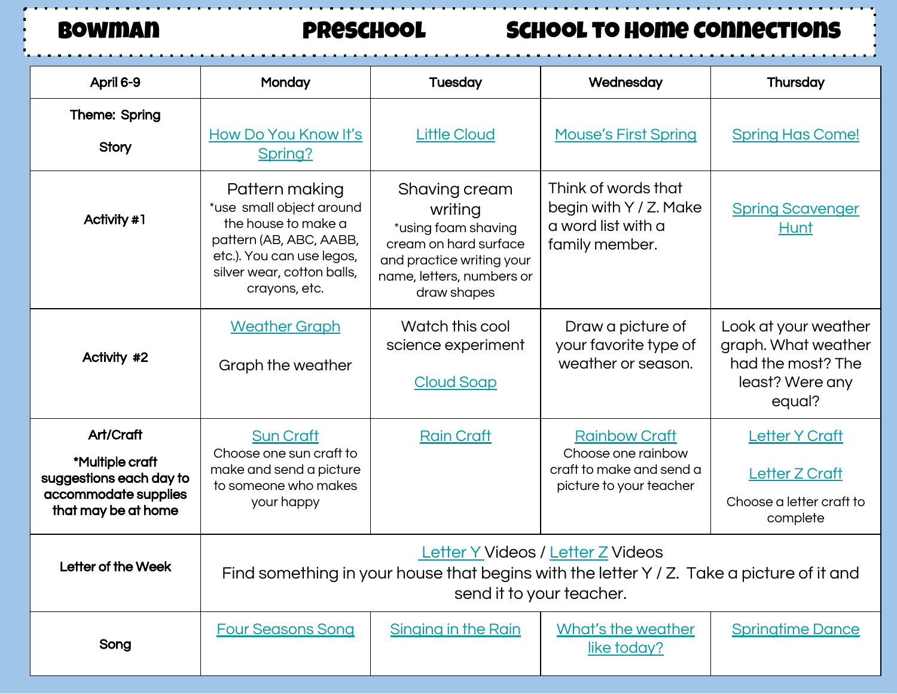# Bowman Preschool School to Home Connections

| April 6-9 | Monday | Tuesday | Wednesday | Thursday |
|---|---|---|---|---|
| **Theme: Spring**<br><br>**Story** | How Do You Know It's Spring? | Little Cloud | Mouse's First Spring | Spring Has Come! |
| **Activity #1** | Pattern making<br>*use small object around the house to make a pattern (AB, ABC, AABB, etc.). You can use legos, silver wear, cotton balls, crayons, etc. | Shaving cream writing<br>*using foam shaving cream on hard surface and practice writing your name, letters, numbers or draw shapes | Think of words that begin with Y / Z. Make a word list with a family member. | Spring Scavenger Hunt |
| **Activity #2** | Weather Graph<br><br>Graph the weather | Watch this cool science experiment<br><br>Cloud Soap | Draw a picture of your favorite type of weather or season. | Look at your weather graph. What weather had the most? The least? Were any equal? |
| **Art/Craft**<br><br>***Multiple craft suggestions each day to accommodate supplies that may be at home** | Sun Craft<br>Choose one sun craft to make and send a picture to someone who makes your happy | Rain Craft | Rainbow Craft<br>Choose one rainbow craft to make and send a picture to your teacher | Letter Y Craft<br><br>Letter Z Craft<br><br>Choose a letter craft to complete |
| **Letter of the Week** | Letter Y Videos / Letter Z Videos<br>Find something in your house that begins with the letter Y / Z. Take a picture of it and send it to your teacher. | | | |
| **Song** | Four Seasons Song | Singing in the Rain | What's the weather like today? | Springtime Dance |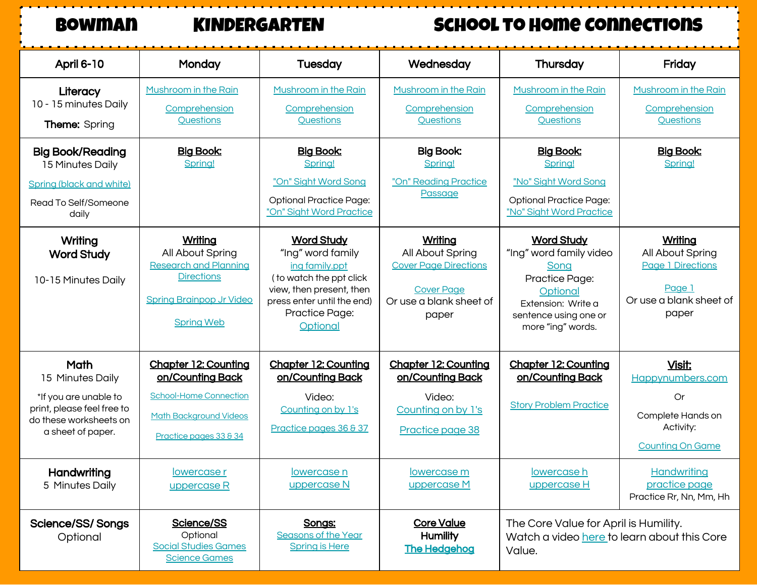# Bowman Kindergarten School to Home Connections

| April 6-10 | Monday | Tuesday | Wednesday | Thursday | Friday |
|---|---|---|---|---|---|
| **Literacy**<br>10 - 15 minutes Daily<br>**Theme:** Spring | Mushroom in the Rain<br>Comprehension Questions | Mushroom in the Rain<br>Comprehension Questions | Mushroom in the Rain<br>Comprehension Questions | Mushroom in the Rain<br>Comprehension Questions | Mushroom in the Rain<br>Comprehension Questions |
| **Big Book/Reading**<br>15 Minutes Daily<br>Spring (black and white)<br>Read To Self/Someone daily | **Big Book:**<br>Spring! | **Big Book:**<br>Spring!<br>"On" Sight Word Song<br>Optional Practice Page:<br>"On" Sight Word Practice | **Big Book:**<br>Spring!<br>"On" Reading Practice Passage | **Big Book:**<br>Spring!<br>"No" Sight Word Song<br>Optional Practice Page:<br>"No" Sight Word Practice | **Big Book:**<br>Spring! |
| **Writing**<br>**Word Study**<br>10-15 Minutes Daily | **Writing**<br>All About Spring<br>Research and Planning Directions<br>Spring Brainpop Jr Video<br>Spring Web | **Word Study**<br>"Ing" word family<br>ing family.ppt<br>( to watch the ppt click view, then present, then press enter until the end)<br>Practice Page:<br>Optional | **Writing**<br>All About Spring<br>Cover Page Directions<br>Cover Page<br>Or use a blank sheet of paper | **Word Study**<br>"Ing" word family video<br>Song<br>Practice Page:<br>Optional<br>Extension: Write a sentence using one or more "ing" words. | **Writing**<br>All About Spring<br>Page 1 Directions<br>Page 1<br>Or use a blank sheet of paper |
| **Math**<br>15 Minutes Daily<br>*If you are unable to print, please feel free to do these worksheets on a sheet of paper. | **Chapter 12: Counting on/Counting Back**<br>School-Home Connection<br>Math Background Videos<br>Practice pages 33 & 34 | **Chapter 12: Counting on/Counting Back**<br>Video:<br>Counting on by 1's<br>Practice pages 36 & 37 | **Chapter 12: Counting on/Counting Back**<br>Video:<br>Counting on by 1's<br>Practice page 38 | **Chapter 12: Counting on/Counting Back**<br>Story Problem Practice | **Visit:**<br>Happynumbers.com<br>Or<br>Complete Hands on Activity:<br>Counting On Game |
| **Handwriting**<br>5 Minutes Daily | lowercase r<br>uppercase R | lowercase n<br>uppercase N | lowercase m<br>uppercase M | lowercase h<br>uppercase H | Handwriting practice page<br>Practice Rr, Nn, Mm, Hh |
| **Science/SS/ Songs**<br>Optional | **Science/SS**<br>Optional<br>Social Studies Games<br>Science Games | **Songs:**<br>Seasons of the Year<br>Spring is Here | **Core Value**<br>**Humility**<br>**The Hedgehog** | The Core Value for April is Humility.<br>Watch a video here to learn about this Core Value. | |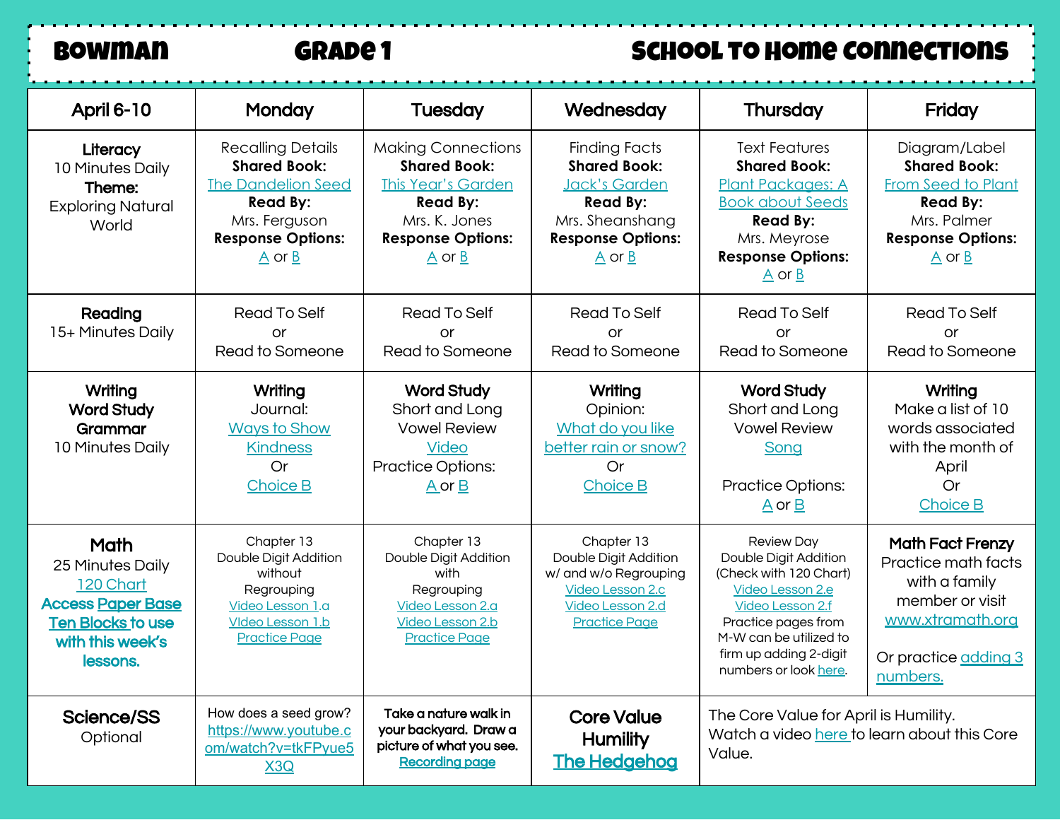**Bowman** | **Grade 1** | **School to Home Connections**

| April 6-10 | Monday | Tuesday | Wednesday | Thursday | Friday |
|---|---|---|---|---|---|
| **Literacy** 10 Minutes Daily **Theme:** Exploring Natural World | Recalling Details **Shared Book:** The Dandelion Seed **Read By:** Mrs. Ferguson **Response Options:** A or B | Making Connections **Shared Book:** This Year's Garden **Read By:** Mrs. K. Jones **Response Options:** A or B | Finding Facts **Shared Book:** Jack's Garden **Read By:** Mrs. Sheanshang **Response Options:** A or B | Text Features **Shared Book:** Plant Packages: A Book about Seeds **Read By:** Mrs. Meyrose **Response Options:** A or B | Diagram/Label **Shared Book:** From Seed to Plant **Read By:** Mrs. Palmer **Response Options:** A or B |
| **Reading** 15+ Minutes Daily | Read To Self or Read to Someone | Read To Self or Read to Someone | Read To Self or Read to Someone | Read To Self or Read to Someone | Read To Self or Read to Someone |
| **Writing Word Study Grammar** 10 Minutes Daily | **Writing** Journal: Ways to Show Kindness Or Choice B | **Word Study** Short and Long Vowel Review Video Practice Options: A or B | **Writing** Opinion: What do you like better rain or snow? Or Choice B | **Word Study** Short and Long Vowel Review Song Practice Options: A or B | **Writing** Make a list of 10 words associated with the month of April Or Choice B |
| **Math** 25 Minutes Daily 120 Chart **Access Paper Base Ten Blocks to use with this week's lessons.** | Chapter 13 Double Digit Addition without Regrouping Video Lesson 1.a VIdeo Lesson 1.b Practice Page | Chapter 13 Double Digit Addition with Regrouping Video Lesson 2.a Video Lesson 2.b Practice Page | Chapter 13 Double Digit Addition w/ and w/o Regrouping Video Lesson 2.c Video Lesson 2.d Practice Page | Review Day Double Digit Addition (Check with 120 Chart) Video Lesson 2.e Video Lesson 2.f Practice pages from M-W can be utilized to firm up adding 2-digit numbers or look here. | **Math Fact Frenzy** Practice math facts with a family member or visit www.xtramath.org Or practice adding 3 numbers. |
| **Science/SS** Optional | How does a seed grow? https://www.youtube.com/watch?v=tkFPyue5X3Q | **Take a nature walk in your backyard. Draw a picture of what you see.** Recording page | **Core Value Humility** The Hedgehog | The Core Value for April is Humility. Watch a video here to learn about this Core Value. | |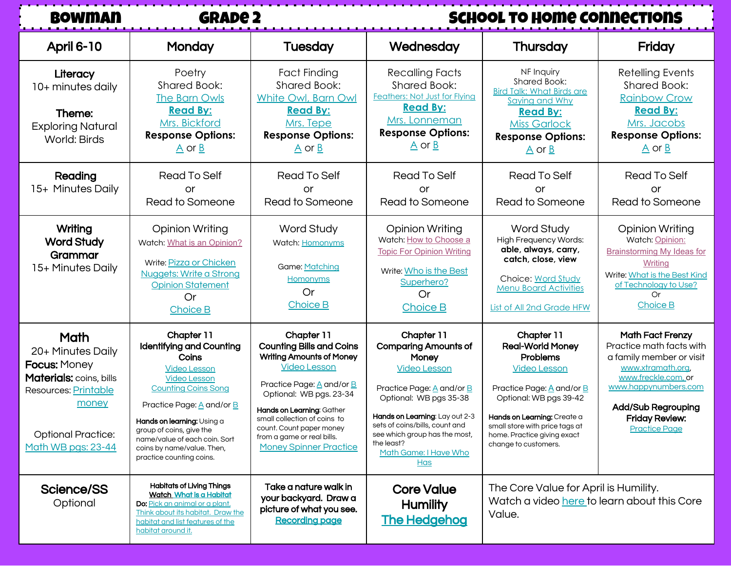# Bowman Grade 2 School to Home Connections

| April 6-10 | Monday | Tuesday | Wednesday | Thursday | Friday |
|---|---|---|---|---|---|
| **Literacy** 10+ minutes daily<br><br>**Theme:** Exploring Natural World: Birds | Poetry<br>Shared Book:<br>The Barn Owls<br>**Read By:**<br>Mrs. Bickford<br>**Response Options:**<br>A or B | Fact Finding<br>Shared Book:<br>White Owl, Barn Owl<br>**Read By:**<br>Mrs. Tepe<br>**Response Options:**<br>A or B | Recalling Facts<br>Shared Book:<br>Feathers: Not Just for Flying<br>**Read By:**<br>Mrs. Lonneman<br>**Response Options:**<br>A or B | NF Inquiry<br>Shared Book:<br>Bird Talk: What Birds are Saying and Why<br>**Read By:**<br>Miss Garlock<br>**Response Options:**<br>A or B | Retelling Events<br>Shared Book:<br>Rainbow Crow<br>**Read By:**<br>Mrs. Jacobs<br>**Response Options:**<br>A or B |
| **Reading** 15+ Minutes Daily | Read To Self<br>or<br>Read to Someone | Read To Self<br>or<br>Read to Someone | Read To Self<br>or<br>Read to Someone | Read To Self<br>or<br>Read to Someone | Read To Self<br>or<br>Read to Someone |
| **Writing**<br>**Word Study**<br>**Grammar**<br>15+ Minutes Daily | Opinion Writing<br>Watch: What is an Opinion?<br><br>Write: Pizza or Chicken Nuggets: Write a Strong Opinion Statement<br>Or<br>Choice B | Word Study<br>Watch: Homonyms<br><br>Game: Matching Homonyms<br>Or<br>Choice B | Opinion Writing<br>Watch: How to Choose a Topic For Opinion Writing<br><br>Write: Who is the Best Superhero?<br>Or<br>Choice B | Word Study<br>High Frequency Words:<br>**able, always, carry, catch, close, view**<br><br>Choice: Word Study Menu Board Activities<br><br>List of All 2nd Grade HFW | Opinion Writing<br>Watch: Opinion: Brainstorming My Ideas for Writing<br>Write: What is the Best Kind of Technology to Use?<br>Or<br>Choice B |
| **Math**<br>20+ Minutes Daily<br>**Focus:** Money<br>**Materials:** coins, bills<br>Resources: Printable money<br><br>Optional Practice:<br>Math WB pgs: 23-44 | **Chapter 11**<br>**Identifying and Counting Coins**<br>Video Lesson<br>Video Lesson<br>Counting Coins Song<br><br>Practice Page: A and/or B<br><br>**Hands on learning:** Using a group of coins, give the name/value of each coin. Sort coins by name/value. Then, practice counting coins. | **Chapter 11**<br>**Counting Bills and Coins**<br>**Writing Amounts of Money**<br>Video Lesson<br><br>Practice Page: A and/or B<br>Optional: WB pgs. 23-34<br><br>**Hands on Learning**: Gather small collection of coins to count. Count paper money from a game or real bills.<br>Money Spinner Practice | **Chapter 11**<br>**Comparing Amounts of Money**<br>Video Lesson<br><br>Practice Page: A and/or B<br>Optional: WB pgs 35-38<br><br>**Hands on Learning**: Lay out 2-3 sets of coins/bills, count and see which group has the most, the least?<br>Math Game: I Have Who Has | **Chapter 11**<br>**Real-World Money Problems**<br>Video Lesson<br><br>Practice Page: A and/or B<br>Optional: WB pgs 39-42<br><br>**Hands on Learning:** Create a small store with price tags at home. Practice giving exact change to customers. | **Math Fact Frenzy**<br>Practice math facts with a family member or visit www.xtramath.org, www.freckle.com, or www.happynumbers.com<br><br>**Add/Sub Regrouping Friday Review:**<br>Practice Page |
| **Science/SS**<br>Optional | **Habitats of Living Things**<br>**Watch What is a Habitat**<br>**Do:** Pick an animal or a plant. Think about its habitat. Draw the habitat and list features of the habitat around it. | **Take a nature walk in your backyard. Draw a picture of what you see.**<br>**Recording page** | **Core Value**<br>**Humility**<br>**The Hedgehog** | The Core Value for April is Humility.<br>Watch a video here to learn about this Core Value. | |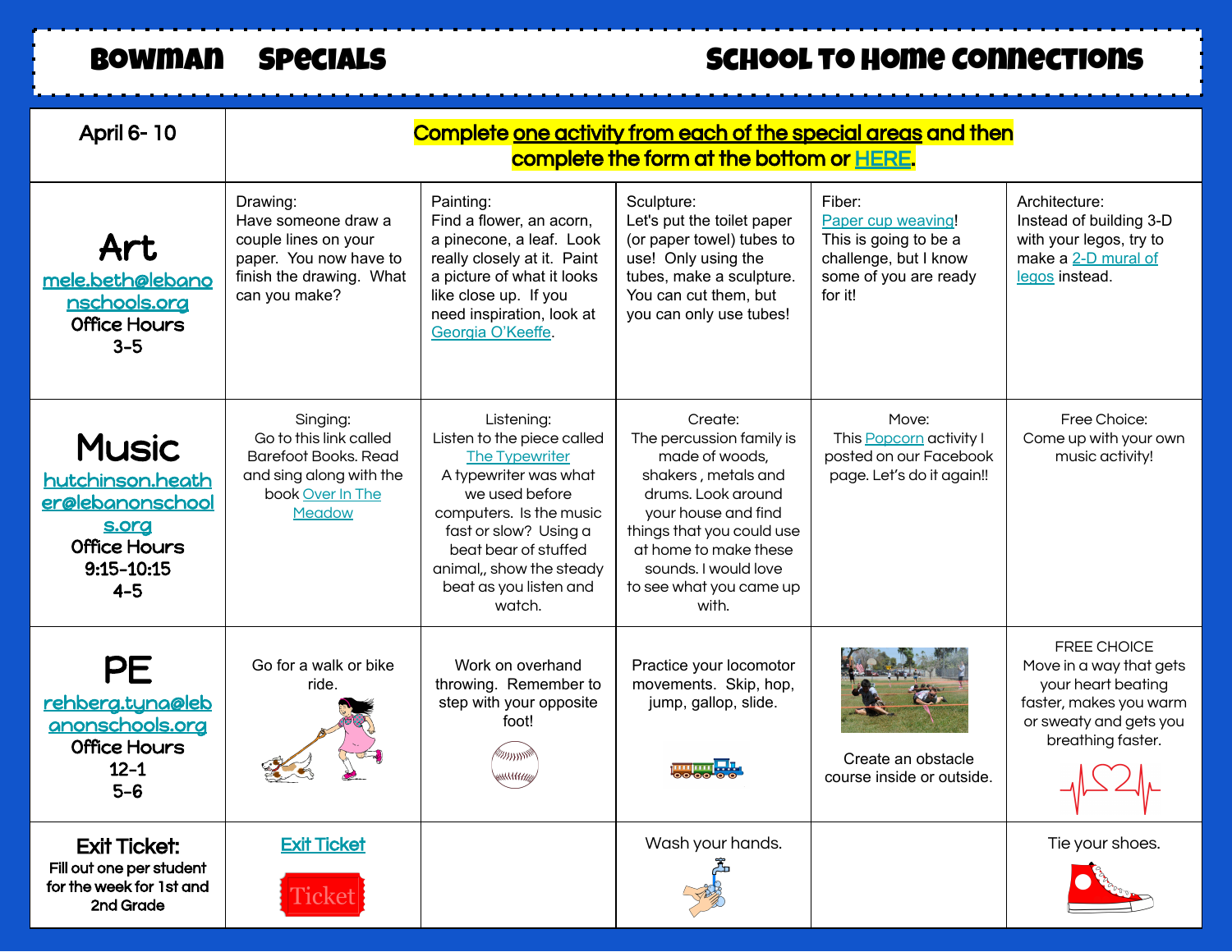# Bowman Specials School to Home Connections

| April 6- 10 | Complete one activity from each of the special areas and then complete the form at the bottom or HERE. | | | | |
|---|---|---|---|---|---|
| **Art** mele.beth@lebanonschools.org Office Hours 3-5 | Drawing: Have someone draw a couple lines on your paper. You now have to finish the drawing. What can you make? | Painting: Find a flower, an acorn, a pinecone, a leaf. Look really closely at it. Paint a picture of what it looks like close up. If you need inspiration, look at Georgia O'Keeffe. | Sculpture: Let's put the toilet paper (or paper towel) tubes to use! Only using the tubes, make a sculpture. You can cut them, but you can only use tubes! | Fiber: Paper cup weaving! This is going to be a challenge, but I know some of you are ready for it! | Architecture: Instead of building 3-D with your legos, try to make a 2-D mural of legos instead. |
| **Music** hutchinson.heather@lebanonschools.org Office Hours 9:15-10:15 4-5 | Singing: Go to this link called Barefoot Books. Read and sing along with the book Over In The Meadow | Listening: Listen to the piece called The Typewriter A typewriter was what we used before computers. Is the music fast or slow? Using a beat bear of stuffed animal,, show the steady beat as you listen and watch. | Create: The percussion family is made of woods, shakers , metals and drums. Look around your house and find things that you could use at home to make these sounds. I would love to see what you came up with. | Move: This Popcorn activity I posted on our Facebook page. Let's do it again!! | Free Choice: Come up with your own music activity! |
| **PE** rehberg.tyna@lebanonschools.org Office Hours 12-1 5-6 | Go for a walk or bike ride. | Work on overhand throwing. Remember to step with your opposite foot! | Practice your locomotor movements. Skip, hop, jump, gallop, slide. | Create an obstacle course inside or outside. | FREE CHOICE Move in a way that gets your heart beating faster, makes you warm or sweaty and gets you breathing faster. |
| **Exit Ticket:** Fill out one per student for the week for 1st and 2nd Grade | Exit Ticket | | Wash your hands. | | Tie your shoes. |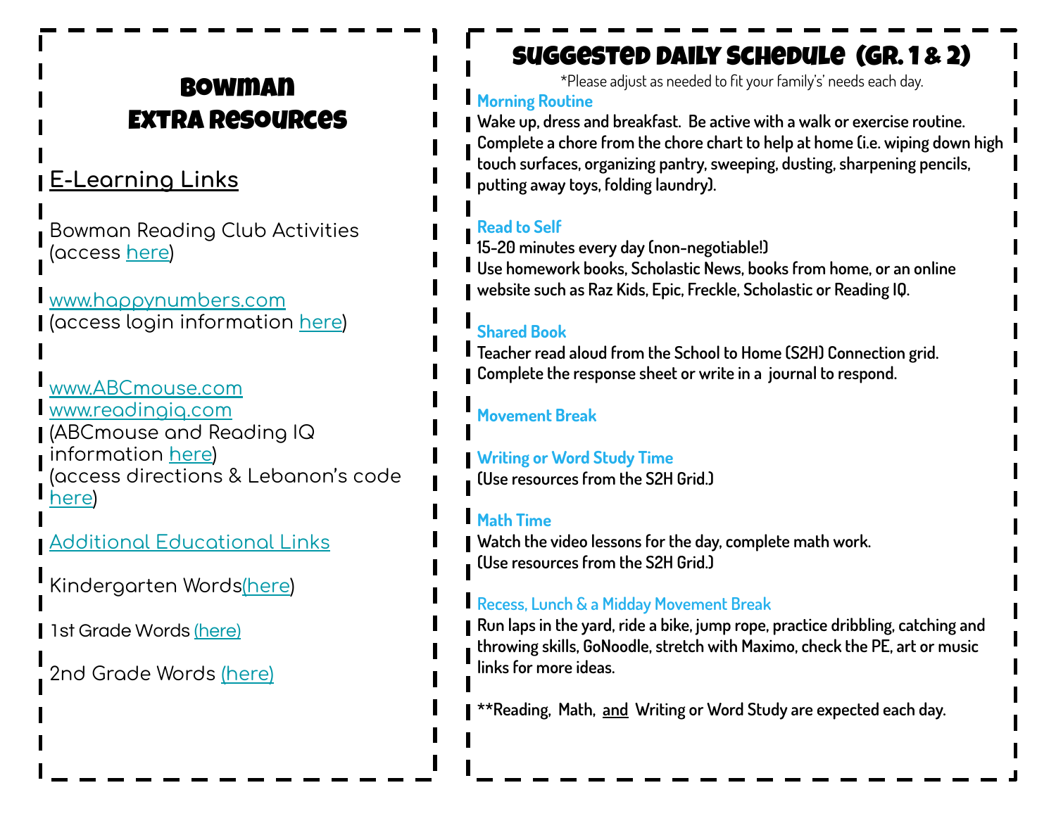# Bowman Extra Resources

## E-Learning Links

Bowman Reading Club Activities (access here)

www.happynumbers.com
(access login information here)

www.ABCmouse.com
www.readingiq.com
(ABCmouse and Reading IQ information here)
(access directions & Lebanon's code here)

Additional Educational Links

Kindergarten Words(here)

1st Grade Words (here)

2nd Grade Words (here)

# Suggested Daily Schedule (Gr. 1 & 2)

*Please adjust as needed to fit your family's' needs each day.

**Morning Routine**

**Wake up, dress and breakfast. Be active with a walk or exercise routine. Complete a chore from the chore chart to help at home (i.e. wiping down high touch surfaces, organizing pantry, sweeping, dusting, sharpening pencils, putting away toys, folding laundry).**

**Read to Self**

**15-20 minutes every day (non-negotiable!)**
**Use homework books, Scholastic News, books from home, or an online website such as Raz Kids, Epic, Freckle, Scholastic or Reading IQ.**

**Shared Book**

**Teacher read aloud from the School to Home (S2H) Connection grid. Complete the response sheet or write in a journal to respond.**

**Movement Break**

**Writing or Word Study Time**

**(Use resources from the S2H Grid.)**

**Math Time**

**Watch the video lessons for the day, complete math work.**
**(Use resources from the S2H Grid.)**

**Recess, Lunch & a Midday Movement Break**

**Run laps in the yard, ride a bike, jump rope, practice dribbling, catching and throwing skills, GoNoodle, stretch with Maximo, check the PE, art or music links for more ideas.**

****Reading, Math, <u>and</u> Writing or Word Study are expected each day.**